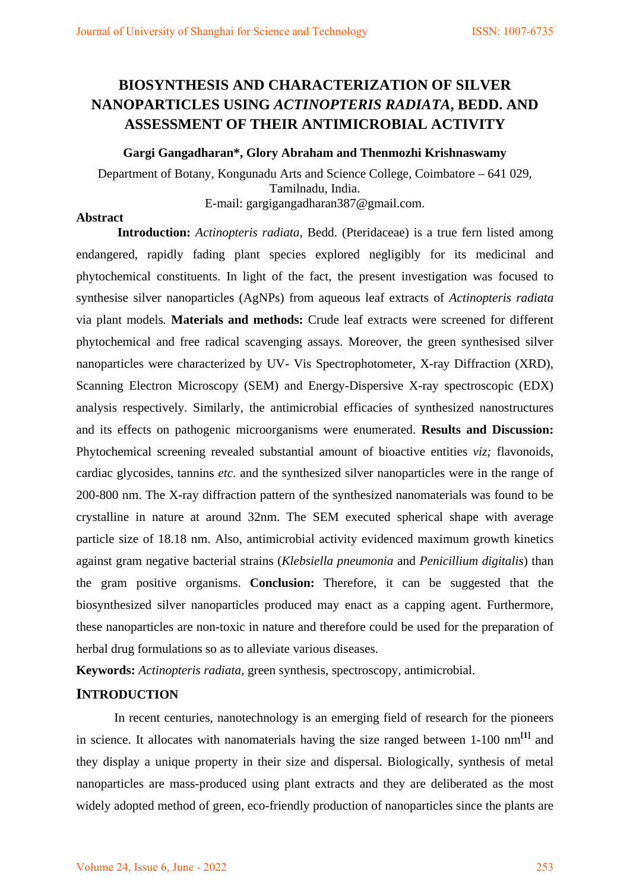# BIOSYNTHESIS AND CHARACTERIZATION OF SILVER NANOPARTICLES USING *ACTINOPTERIS RADIATA*, BEDD. AND ASSESSMENT OF THEIR ANTIMICROBIAL ACTIVITY

**Gargi Gangadharan\*, Glory Abraham and Thenmozhi Krishnaswamy**

Department of Botany, Kongunadu Arts and Science College, Coimbatore – 641 029, Tamilnadu, India.
E-mail: gargigangadharan387@gmail.com.

**Abstract**

**Introduction:** *Actinopteris radiata,* Bedd. (Pteridaceae) is a true fern listed among endangered, rapidly fading plant species explored negligibly for its medicinal and phytochemical constituents. In light of the fact, the present investigation was focused to synthesise silver nanoparticles (AgNPs) from aqueous leaf extracts of *Actinopteris radiata* via plant models. **Materials and methods:** Crude leaf extracts were screened for different phytochemical and free radical scavenging assays. Moreover, the green synthesised silver nanoparticles were characterized by UV- Vis Spectrophotometer, X-ray Diffraction (XRD), Scanning Electron Microscopy (SEM) and Energy-Dispersive X-ray spectroscopic (EDX) analysis respectively. Similarly, the antimicrobial efficacies of synthesized nanostructures and its effects on pathogenic microorganisms were enumerated. **Results and Discussion:** Phytochemical screening revealed substantial amount of bioactive entities *viz;* flavonoids, cardiac glycosides, tannins *etc*. and the synthesized silver nanoparticles were in the range of 200-800 nm. The X-ray diffraction pattern of the synthesized nanomaterials was found to be crystalline in nature at around 32nm. The SEM executed spherical shape with average particle size of 18.18 nm. Also, antimicrobial activity evidenced maximum growth kinetics against gram negative bacterial strains (*Klebsiella pneumonia* and *Penicillium digitalis*) than the gram positive organisms. **Conclusion:** Therefore, it can be suggested that the biosynthesized silver nanoparticles produced may enact as a capping agent. Furthermore, these nanoparticles are non-toxic in nature and therefore could be used for the preparation of herbal drug formulations so as to alleviate various diseases.

**Keywords:** *Actinopteris radiata*, green synthesis, spectroscopy, antimicrobial.

## INTRODUCTION

In recent centuries, nanotechnology is an emerging field of research for the pioneers in science. It allocates with nanomaterials having the size ranged between 1-100 nm[1] and they display a unique property in their size and dispersal. Biologically, synthesis of metal nanoparticles are mass-produced using plant extracts and they are deliberated as the most widely adopted method of green, eco-friendly production of nanoparticles since the plants are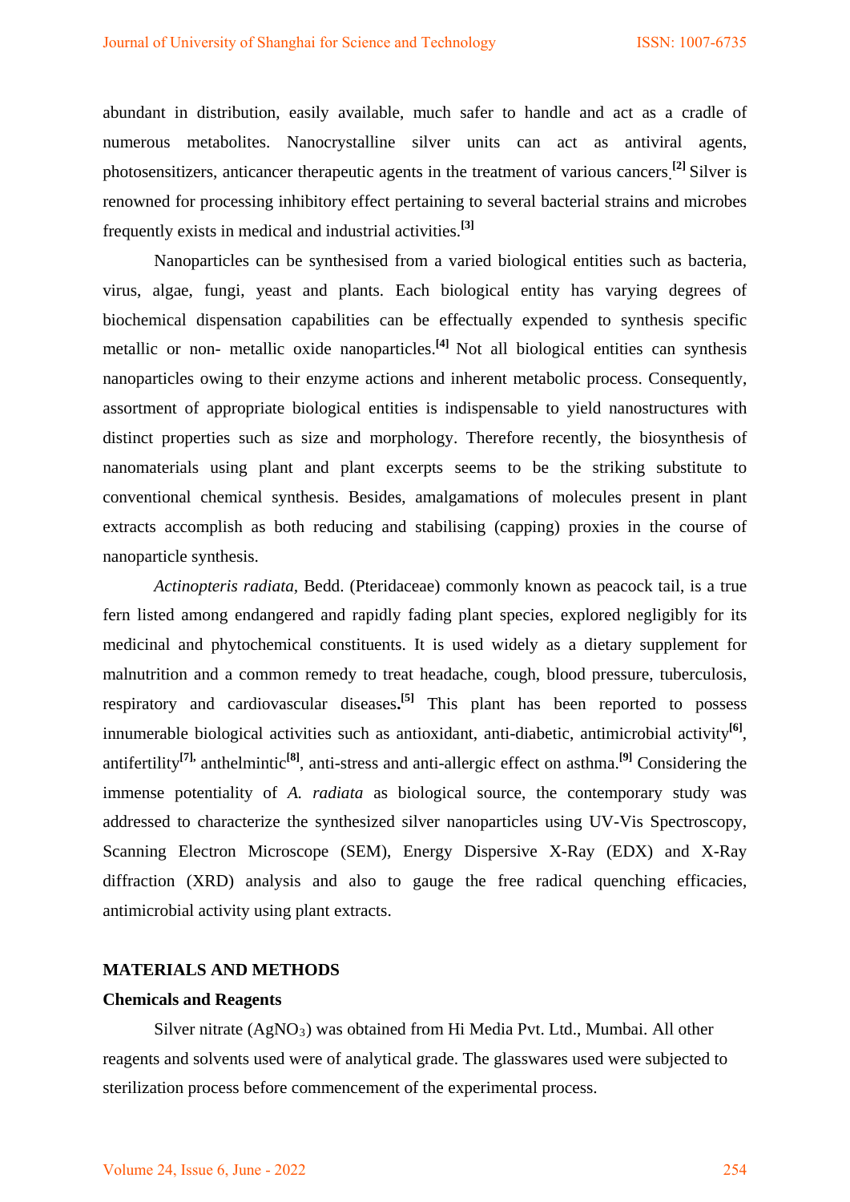abundant in distribution, easily available, much safer to handle and act as a cradle of numerous metabolites. Nanocrystalline silver units can act as antiviral agents, photosensitizers, anticancer therapeutic agents in the treatment of various cancers.[2] Silver is renowned for processing inhibitory effect pertaining to several bacterial strains and microbes frequently exists in medical and industrial activities.[3]

Nanoparticles can be synthesised from a varied biological entities such as bacteria, virus, algae, fungi, yeast and plants. Each biological entity has varying degrees of biochemical dispensation capabilities can be effectually expended to synthesis specific metallic or non- metallic oxide nanoparticles.[4] Not all biological entities can synthesis nanoparticles owing to their enzyme actions and inherent metabolic process. Consequently, assortment of appropriate biological entities is indispensable to yield nanostructures with distinct properties such as size and morphology. Therefore recently, the biosynthesis of nanomaterials using plant and plant excerpts seems to be the striking substitute to conventional chemical synthesis. Besides, amalgamations of molecules present in plant extracts accomplish as both reducing and stabilising (capping) proxies in the course of nanoparticle synthesis.

*Actinopteris radiata*, Bedd. (Pteridaceae) commonly known as peacock tail, is a true fern listed among endangered and rapidly fading plant species, explored negligibly for its medicinal and phytochemical constituents. It is used widely as a dietary supplement for malnutrition and a common remedy to treat headache, cough, blood pressure, tuberculosis, respiratory and cardiovascular diseases.[5] This plant has been reported to possess innumerable biological activities such as antioxidant, anti-diabetic, antimicrobial activity[6], antifertility[7], anthelmintic[8], anti-stress and anti-allergic effect on asthma.[9] Considering the immense potentiality of *A. radiata* as biological source, the contemporary study was addressed to characterize the synthesized silver nanoparticles using UV-Vis Spectroscopy, Scanning Electron Microscope (SEM), Energy Dispersive X-Ray (EDX) and X-Ray diffraction (XRD) analysis and also to gauge the free radical quenching efficacies, antimicrobial activity using plant extracts.

## MATERIALS AND METHODS

### Chemicals and Reagents

Silver nitrate ($AgNO_3$) was obtained from Hi Media Pvt. Ltd., Mumbai. All other reagents and solvents used were of analytical grade. The glasswares used were subjected to sterilization process before commencement of the experimental process.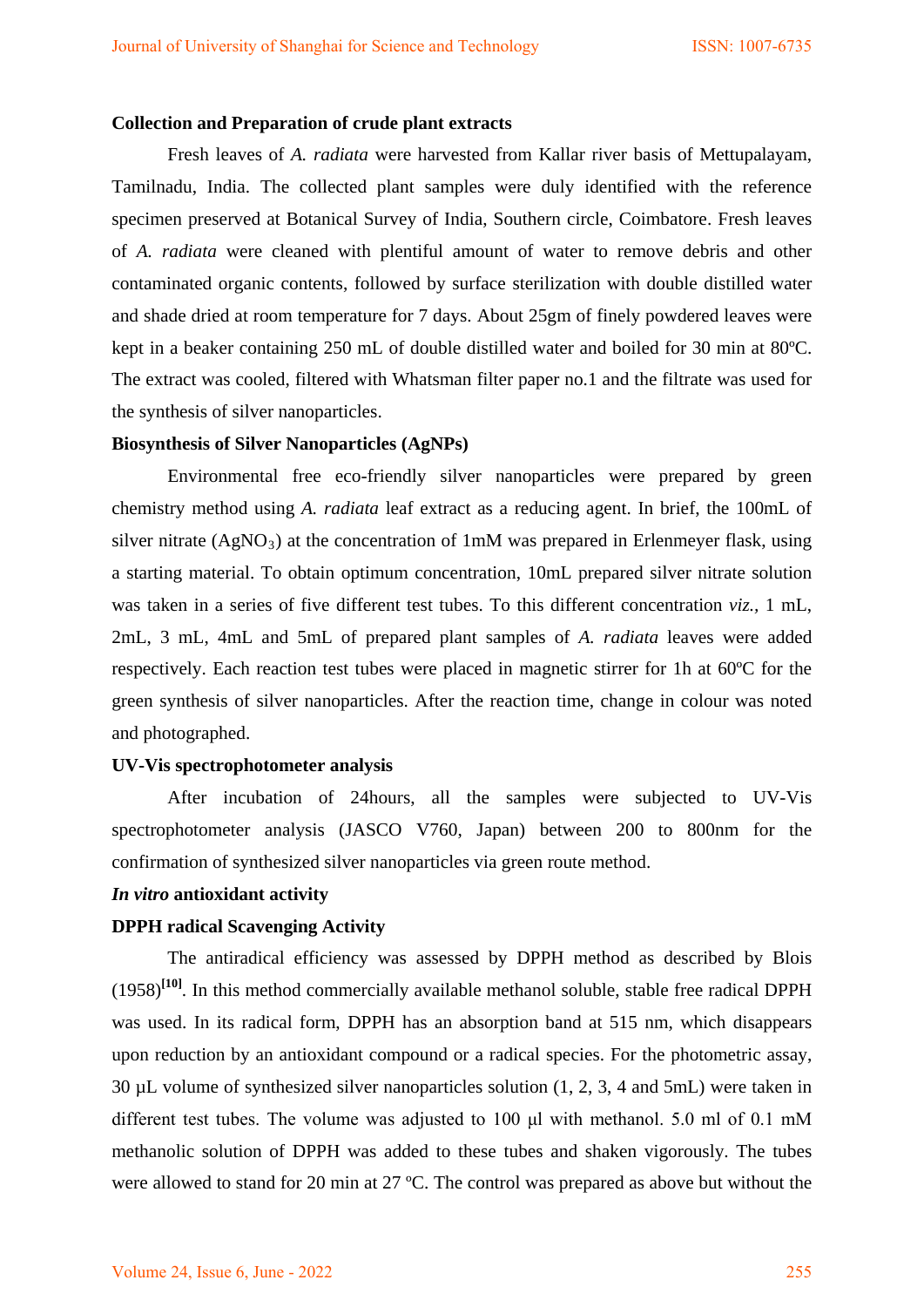**Collection and Preparation of crude plant extracts**

Fresh leaves of *A. radiata* were harvested from Kallar river basis of Mettupalayam, Tamilnadu, India. The collected plant samples were duly identified with the reference specimen preserved at Botanical Survey of India, Southern circle, Coimbatore. Fresh leaves of *A. radiata* were cleaned with plentiful amount of water to remove debris and other contaminated organic contents, followed by surface sterilization with double distilled water and shade dried at room temperature for 7 days. About 25gm of finely powdered leaves were kept in a beaker containing 250 mL of double distilled water and boiled for 30 min at 80ºC. The extract was cooled, filtered with Whatsman filter paper no.1 and the filtrate was used for the synthesis of silver nanoparticles.

**Biosynthesis of Silver Nanoparticles (AgNPs)**

Environmental free eco-friendly silver nanoparticles were prepared by green chemistry method using *A. radiata* leaf extract as a reducing agent. In brief, the 100mL of silver nitrate ($AgNO_3$) at the concentration of 1mM was prepared in Erlenmeyer flask, using a starting material. To obtain optimum concentration, 10mL prepared silver nitrate solution was taken in a series of five different test tubes. To this different concentration *viz.,* 1 mL, 2mL, 3 mL, 4mL and 5mL of prepared plant samples of *A. radiata* leaves were added respectively. Each reaction test tubes were placed in magnetic stirrer for 1h at 60ºC for the green synthesis of silver nanoparticles. After the reaction time, change in colour was noted and photographed.

**UV-Vis spectrophotometer analysis**

After incubation of 24hours, all the samples were subjected to UV-Vis spectrophotometer analysis (JASCO V760, Japan) between 200 to 800nm for the confirmation of synthesized silver nanoparticles via green route method.

***In vitro* antioxidant activity**

**DPPH radical Scavenging Activity**

The antiradical efficiency was assessed by DPPH method as described by Blois (1958)[10]. In this method commercially available methanol soluble, stable free radical DPPH was used. In its radical form, DPPH has an absorption band at 515 nm, which disappears upon reduction by an antioxidant compound or a radical species. For the photometric assay, 30 µL volume of synthesized silver nanoparticles solution (1, 2, 3, 4 and 5mL) were taken in different test tubes. The volume was adjusted to 100 µl with methanol. 5.0 ml of 0.1 mM methanolic solution of DPPH was added to these tubes and shaken vigorously. The tubes were allowed to stand for 20 min at 27 ºC. The control was prepared as above but without the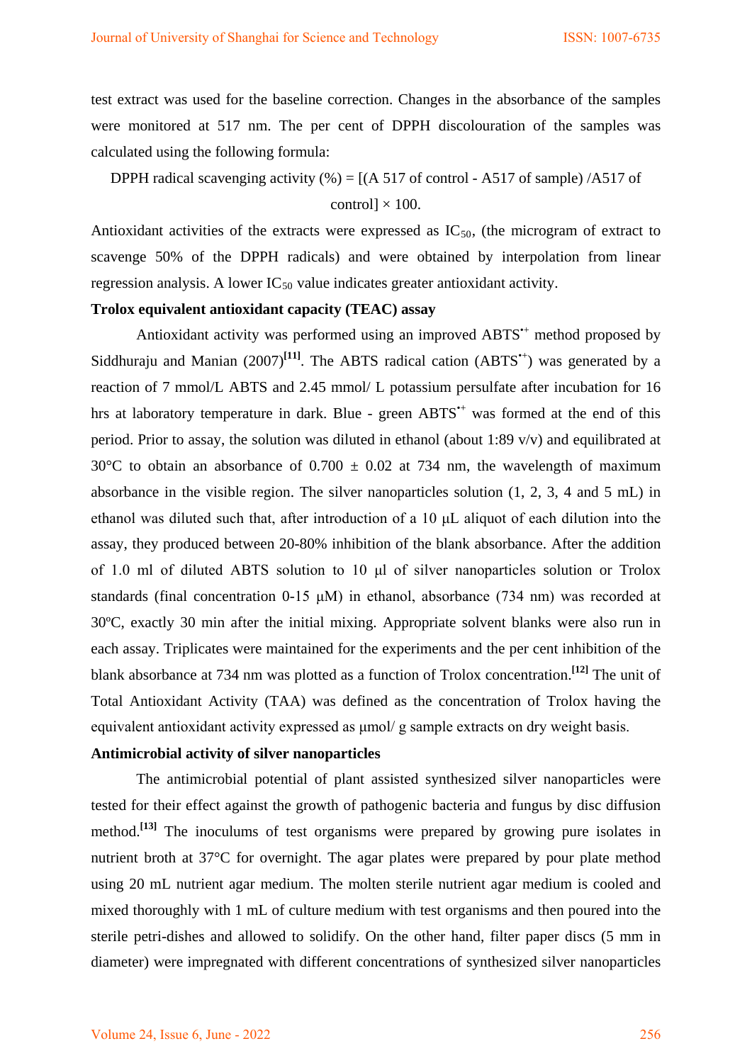test extract was used for the baseline correction. Changes in the absorbance of the samples were monitored at 517 nm. The per cent of DPPH discolouration of the samples was calculated using the following formula:

$$\text{DPPH radical scavenging activity (\%)} = [(\text{A 517 of control} - \text{A517 of sample}) / \text{A517 of control}] \times 100.$$

Antioxidant activities of the extracts were expressed as $IC_{50}$, (the microgram of extract to scavenge 50% of the DPPH radicals) and were obtained by interpolation from linear regression analysis. A lower $IC_{50}$ value indicates greater antioxidant activity.

**Trolox equivalent antioxidant capacity (TEAC) assay**

Antioxidant activity was performed using an improved $ABTS^{\bullet+}$ method proposed by Siddhuraju and Manian (2007)[11]. The ABTS radical cation ($ABTS^{\bullet+}$) was generated by a reaction of 7 mmol/L ABTS and 2.45 mmol/ L potassium persulfate after incubation for 16 hrs at laboratory temperature in dark. Blue - green $ABTS^{\bullet+}$ was formed at the end of this period. Prior to assay, the solution was diluted in ethanol (about 1:89 v/v) and equilibrated at 30°C to obtain an absorbance of 0.700 ± 0.02 at 734 nm, the wavelength of maximum absorbance in the visible region. The silver nanoparticles solution (1, 2, 3, 4 and 5 mL) in ethanol was diluted such that, after introduction of a 10 µL aliquot of each dilution into the assay, they produced between 20-80% inhibition of the blank absorbance. After the addition of 1.0 ml of diluted ABTS solution to 10 µl of silver nanoparticles solution or Trolox standards (final concentration 0-15 µM) in ethanol, absorbance (734 nm) was recorded at 30ºC, exactly 30 min after the initial mixing. Appropriate solvent blanks were also run in each assay. Triplicates were maintained for the experiments and the per cent inhibition of the blank absorbance at 734 nm was plotted as a function of Trolox concentration.[12] The unit of Total Antioxidant Activity (TAA) was defined as the concentration of Trolox having the equivalent antioxidant activity expressed as µmol/ g sample extracts on dry weight basis.

**Antimicrobial activity of silver nanoparticles**

The antimicrobial potential of plant assisted synthesized silver nanoparticles were tested for their effect against the growth of pathogenic bacteria and fungus by disc diffusion method.[13] The inoculums of test organisms were prepared by growing pure isolates in nutrient broth at 37°C for overnight. The agar plates were prepared by pour plate method using 20 mL nutrient agar medium. The molten sterile nutrient agar medium is cooled and mixed thoroughly with 1 mL of culture medium with test organisms and then poured into the sterile petri-dishes and allowed to solidify. On the other hand, filter paper discs (5 mm in diameter) were impregnated with different concentrations of synthesized silver nanoparticles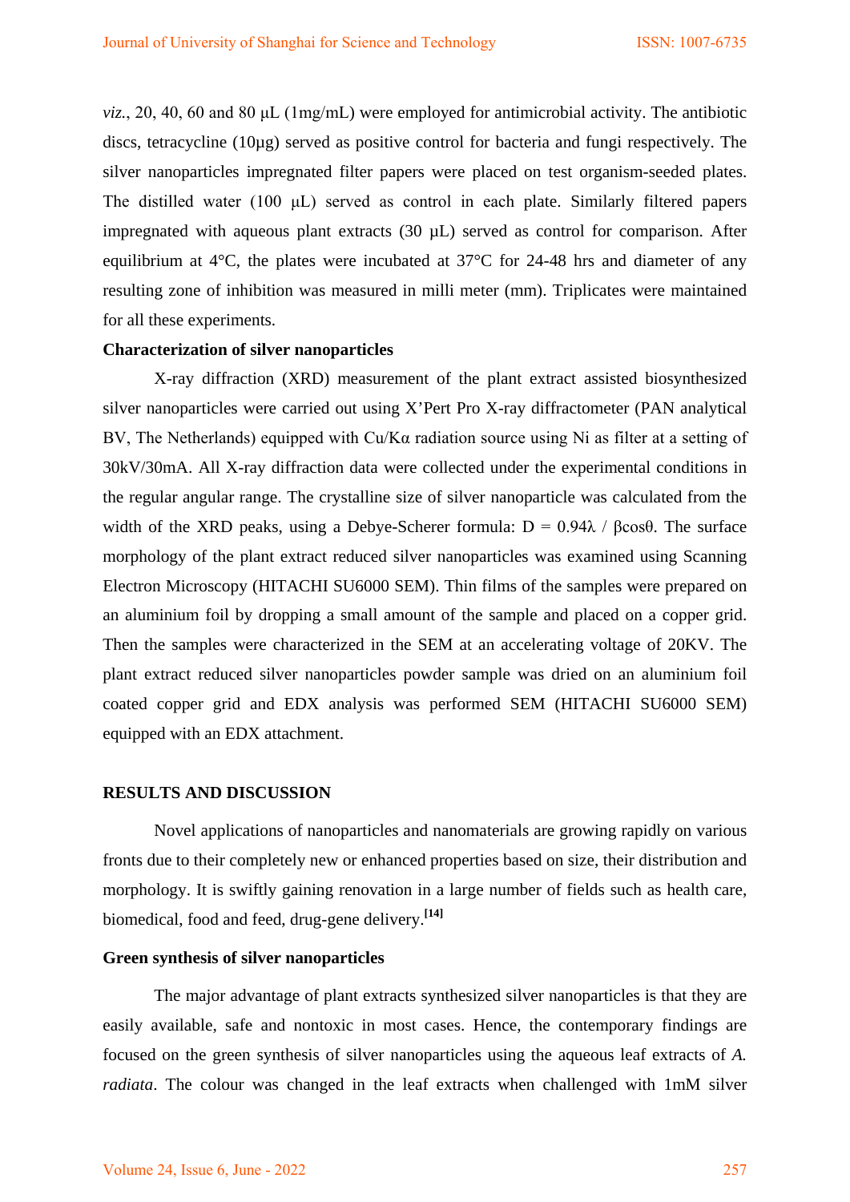*viz.*, 20, 40, 60 and 80 μL (1mg/mL) were employed for antimicrobial activity. The antibiotic discs, tetracycline (10μg) served as positive control for bacteria and fungi respectively. The silver nanoparticles impregnated filter papers were placed on test organism-seeded plates. The distilled water (100 μL) served as control in each plate. Similarly filtered papers impregnated with aqueous plant extracts (30 μL) served as control for comparison. After equilibrium at 4°C, the plates were incubated at 37°C for 24-48 hrs and diameter of any resulting zone of inhibition was measured in milli meter (mm). Triplicates were maintained for all these experiments.

**Characterization of silver nanoparticles**

X-ray diffraction (XRD) measurement of the plant extract assisted biosynthesized silver nanoparticles were carried out using X'Pert Pro X-ray diffractometer (PAN analytical BV, The Netherlands) equipped with Cu/Kα radiation source using Ni as filter at a setting of 30kV/30mA. All X-ray diffraction data were collected under the experimental conditions in the regular angular range. The crystalline size of silver nanoparticle was calculated from the width of the XRD peaks, using a Debye-Scherer formula: $D = 0.94\lambda / \beta\cos\theta$. The surface morphology of the plant extract reduced silver nanoparticles was examined using Scanning Electron Microscopy (HITACHI SU6000 SEM). Thin films of the samples were prepared on an aluminium foil by dropping a small amount of the sample and placed on a copper grid. Then the samples were characterized in the SEM at an accelerating voltage of 20KV. The plant extract reduced silver nanoparticles powder sample was dried on an aluminium foil coated copper grid and EDX analysis was performed SEM (HITACHI SU6000 SEM) equipped with an EDX attachment.

## RESULTS AND DISCUSSION

Novel applications of nanoparticles and nanomaterials are growing rapidly on various fronts due to their completely new or enhanced properties based on size, their distribution and morphology. It is swiftly gaining renovation in a large number of fields such as health care, biomedical, food and feed, drug-gene delivery.[14]

**Green synthesis of silver nanoparticles**

The major advantage of plant extracts synthesized silver nanoparticles is that they are easily available, safe and nontoxic in most cases. Hence, the contemporary findings are focused on the green synthesis of silver nanoparticles using the aqueous leaf extracts of *A. radiata*. The colour was changed in the leaf extracts when challenged with 1mM silver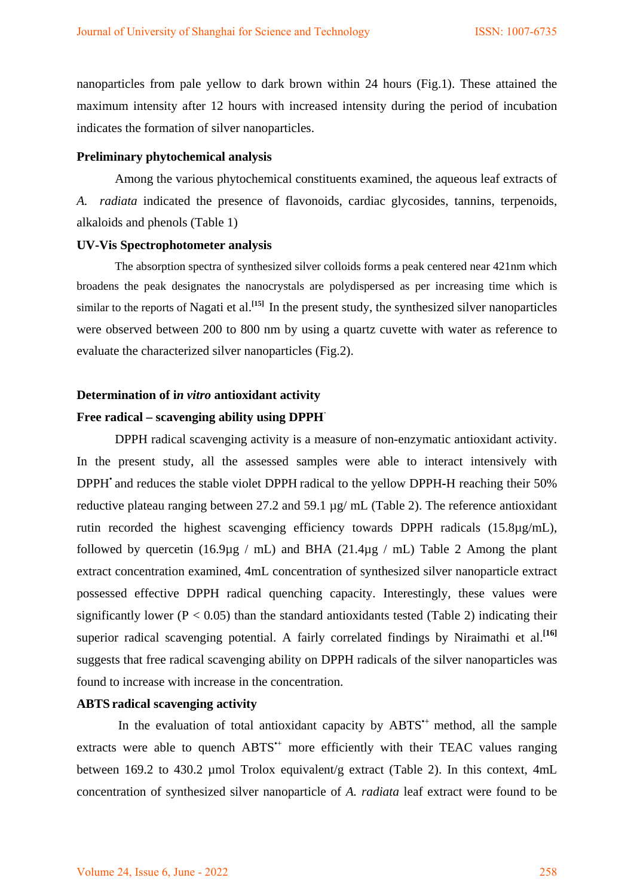nanoparticles from pale yellow to dark brown within 24 hours (Fig.1). These attained the maximum intensity after 12 hours with increased intensity during the period of incubation indicates the formation of silver nanoparticles.

### Preliminary phytochemical analysis

Among the various phytochemical constituents examined, the aqueous leaf extracts of *A. radiata* indicated the presence of flavonoids, cardiac glycosides, tannins, terpenoids, alkaloids and phenols (Table 1)

### UV-Vis Spectrophotometer analysis

The absorption spectra of synthesized silver colloids forms a peak centered near 421nm which broadens the peak designates the nanocrystals are polydispersed as per increasing time which is similar to the reports of Nagati et al.[15] In the present study, the synthesized silver nanoparticles were observed between 200 to 800 nm by using a quartz cuvette with water as reference to evaluate the characterized silver nanoparticles (Fig.2).

### Determination of i*n vitro* antioxidant activity

### Free radical – scavenging ability using DPPH$^{\cdot}$

DPPH radical scavenging activity is a measure of non-enzymatic antioxidant activity. In the present study, all the assessed samples were able to interact intensively with DPPH$^{\bullet}$ and reduces the stable violet DPPH radical to the yellow DPPH-H reaching their 50% reductive plateau ranging between 27.2 and 59.1 µg/ mL (Table 2). The reference antioxidant rutin recorded the highest scavenging efficiency towards DPPH radicals (15.8µg/mL), followed by quercetin (16.9µg / mL) and BHA (21.4µg / mL) Table 2 Among the plant extract concentration examined, 4mL concentration of synthesized silver nanoparticle extract possessed effective DPPH radical quenching capacity. Interestingly, these values were significantly lower ($P < 0.05$) than the standard antioxidants tested (Table 2) indicating their superior radical scavenging potential. A fairly correlated findings by Niraimathi et al.[16] suggests that free radical scavenging ability on DPPH radicals of the silver nanoparticles was found to increase with increase in the concentration.

### ABTS radical scavenging activity

In the evaluation of total antioxidant capacity by ABTS$^{\bullet+}$ method, all the sample extracts were able to quench ABTS$^{\bullet+}$ more efficiently with their TEAC values ranging between 169.2 to 430.2 µmol Trolox equivalent/g extract (Table 2). In this context, 4mL concentration of synthesized silver nanoparticle of *A. radiata* leaf extract were found to be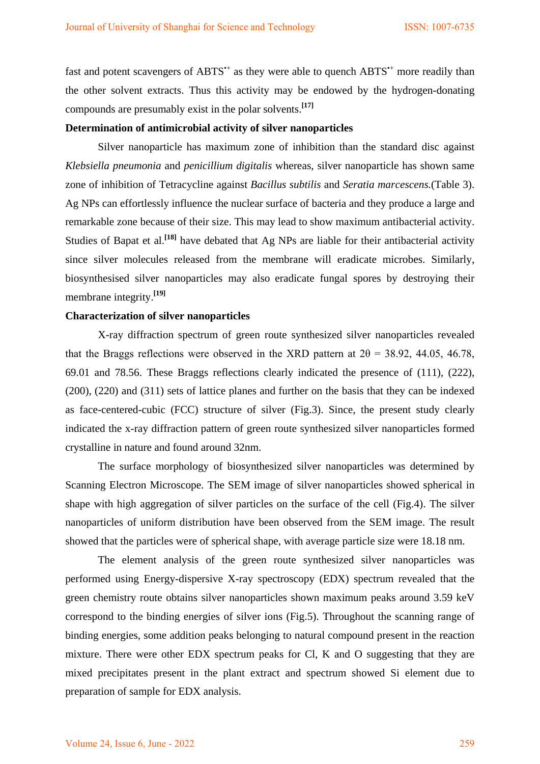fast and potent scavengers of $ABTS^{\bullet+}$ as they were able to quench $ABTS^{\bullet+}$ more readily than the other solvent extracts. Thus this activity may be endowed by the hydrogen-donating compounds are presumably exist in the polar solvents.[17]

**Determination of antimicrobial activity of silver nanoparticles**

Silver nanoparticle has maximum zone of inhibition than the standard disc against *Klebsiella pneumonia* and *penicillium digitalis* whereas, silver nanoparticle has shown same zone of inhibition of Tetracycline against *Bacillus subtilis* and *Seratia marcescens.*(Table 3). Ag NPs can effortlessly influence the nuclear surface of bacteria and they produce a large and remarkable zone because of their size. This may lead to show maximum antibacterial activity. Studies of Bapat et al.[18] have debated that Ag NPs are liable for their antibacterial activity since silver molecules released from the membrane will eradicate microbes. Similarly, biosynthesised silver nanoparticles may also eradicate fungal spores by destroying their membrane integrity.[19]

**Characterization of silver nanoparticles**

X-ray diffraction spectrum of green route synthesized silver nanoparticles revealed that the Braggs reflections were observed in the XRD pattern at $2\theta$ = 38.92, 44.05, 46.78, 69.01 and 78.56. These Braggs reflections clearly indicated the presence of (111), (222), (200), (220) and (311) sets of lattice planes and further on the basis that they can be indexed as face-centered-cubic (FCC) structure of silver (Fig.3). Since, the present study clearly indicated the x-ray diffraction pattern of green route synthesized silver nanoparticles formed crystalline in nature and found around 32nm.

The surface morphology of biosynthesized silver nanoparticles was determined by Scanning Electron Microscope. The SEM image of silver nanoparticles showed spherical in shape with high aggregation of silver particles on the surface of the cell (Fig.4). The silver nanoparticles of uniform distribution have been observed from the SEM image. The result showed that the particles were of spherical shape, with average particle size were 18.18 nm.

The element analysis of the green route synthesized silver nanoparticles was performed using Energy-dispersive X-ray spectroscopy (EDX) spectrum revealed that the green chemistry route obtains silver nanoparticles shown maximum peaks around 3.59 keV correspond to the binding energies of silver ions (Fig.5). Throughout the scanning range of binding energies, some addition peaks belonging to natural compound present in the reaction mixture. There were other EDX spectrum peaks for Cl, K and O suggesting that they are mixed precipitates present in the plant extract and spectrum showed Si element due to preparation of sample for EDX analysis.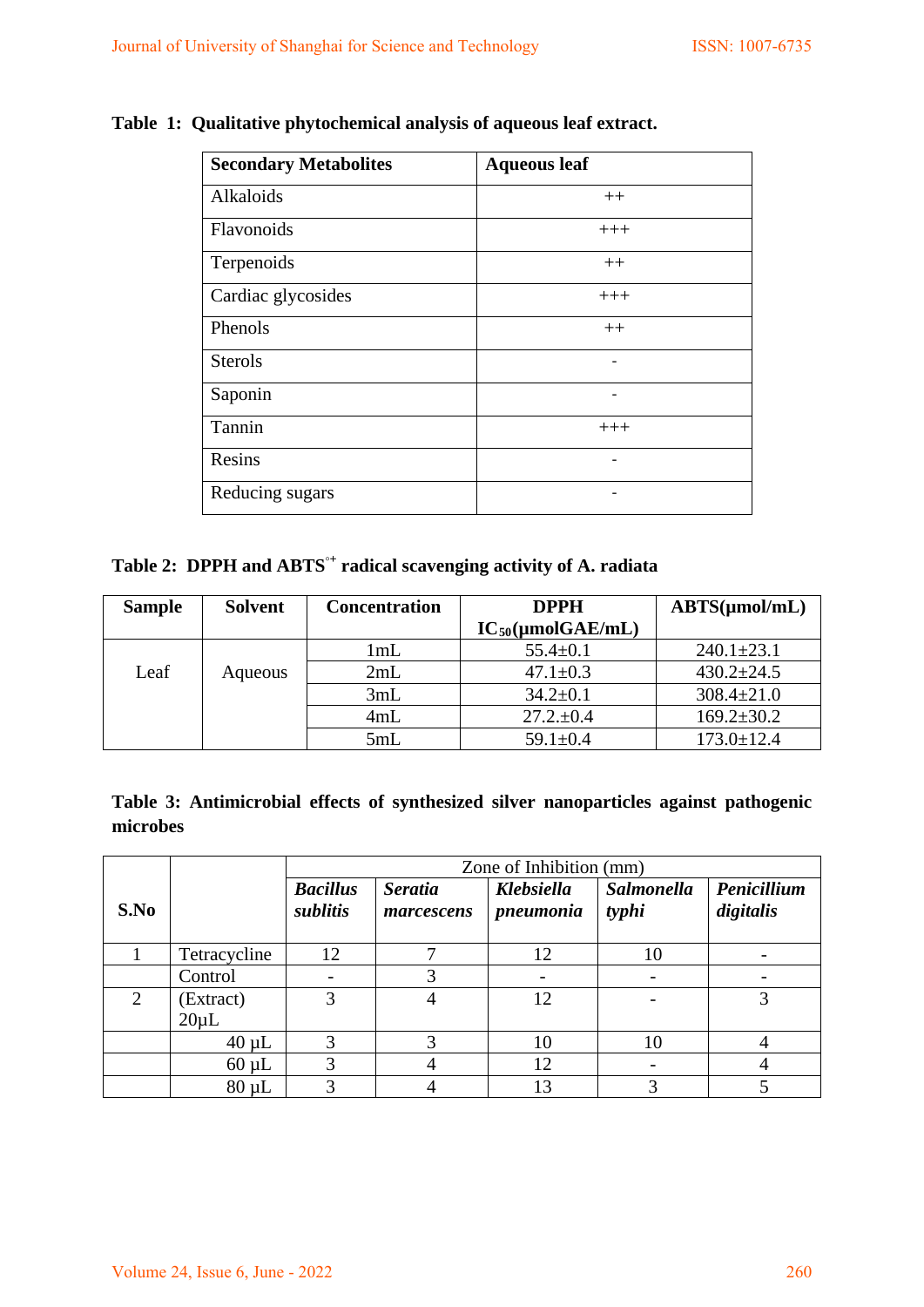**Table 1: Qualitative phytochemical analysis of aqueous leaf extract.**

| Secondary Metabolites | Aqueous leaf |
|---|---|
| Alkaloids | ++ |
| Flavonoids | +++ |
| Terpenoids | ++ |
| Cardiac glycosides | +++ |
| Phenols | ++ |
| Sterols | - |
| Saponin | - |
| Tannin | +++ |
| Resins | - |
| Reducing sugars | - |

**Table 2: DPPH and ABTS$^{\circ+}$ radical scavenging activity of A. radiata**

| Sample | Solvent | Concentration | DPPH $IC_{50}$(μmolGAE/mL) | ABTS(μmol/mL) |
|---|---|---|---|---|
| Leaf | Aqueous | 1mL | 55.4±0.1 | 240.1±23.1 |
| | | 2mL | 47.1±0.3 | 430.2±24.5 |
| | | 3mL | 34.2±0.1 | 308.4±21.0 |
| | | 4mL | 27.2.±0.4 | 169.2±30.2 |
| | | 5mL | 59.1±0.4 | 173.0±12.4 |

**Table 3: Antimicrobial effects of synthesized silver nanoparticles against pathogenic microbes**

| S.No | | Zone of Inhibition (mm) | | | | |
|---|---|---|---|---|---|---|
| | | *Bacillus sublitis* | *Seratia marcescens* | *Klebsiella pneumonia* | *Salmonella typhi* | *Penicillium digitalis* |
| 1 | Tetracycline | 12 | 7 | 12 | 10 | - |
| | Control | - | 3 | - | - | - |
| 2 | (Extract) 20μL | 3 | 4 | 12 | - | 3 |
| | 40 μL | 3 | 3 | 10 | 10 | 4 |
| | 60 μL | 3 | 4 | 12 | - | 4 |
| | 80 μL | 3 | 4 | 13 | 3 | 5 |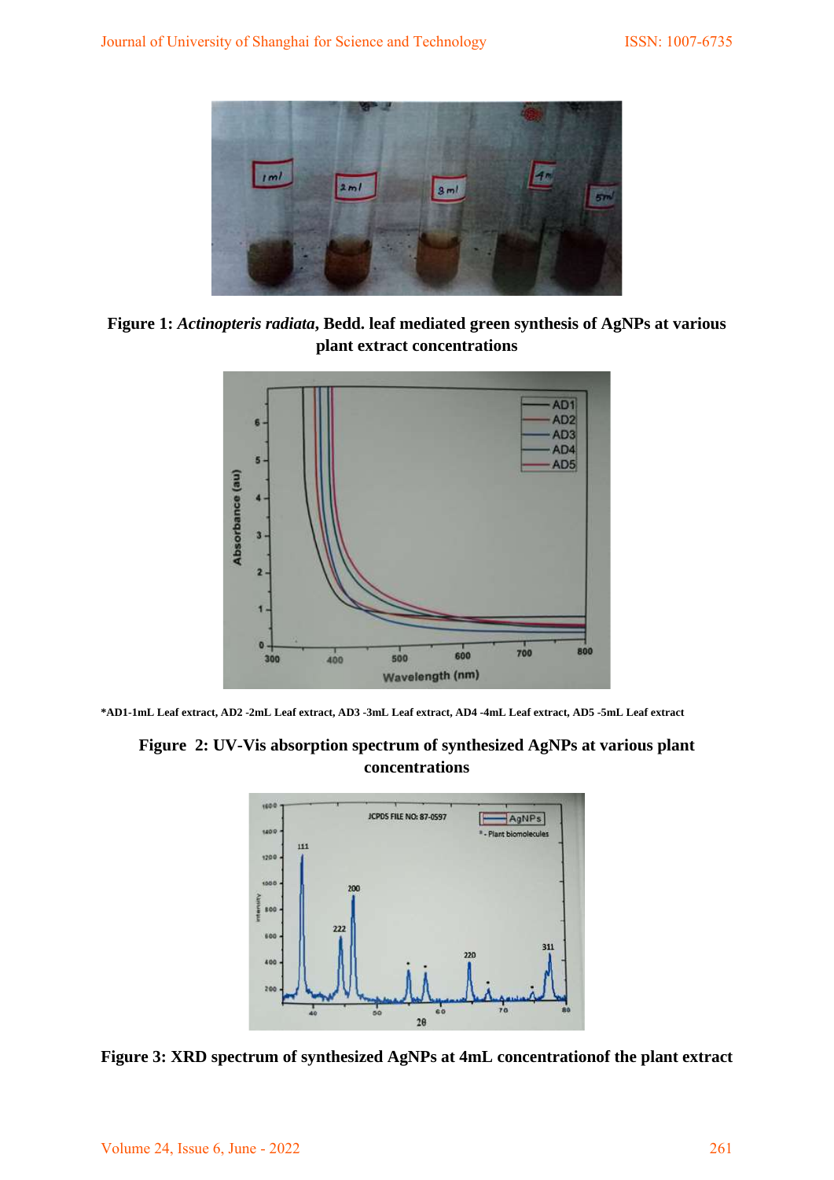**Figure 1:** ***Actinopteris radiata*****, Bedd. leaf mediated green synthesis of AgNPs at various plant extract concentrations**

**\*AD1-1mL Leaf extract, AD2 -2mL Leaf extract, AD3 -3mL Leaf extract, AD4 -4mL Leaf extract, AD5 -5mL Leaf extract**

**Figure 2: UV-Vis absorption spectrum of synthesized AgNPs at various plant concentrations**

**Figure 3: XRD spectrum of synthesized AgNPs at 4mL concentrationof the plant extract**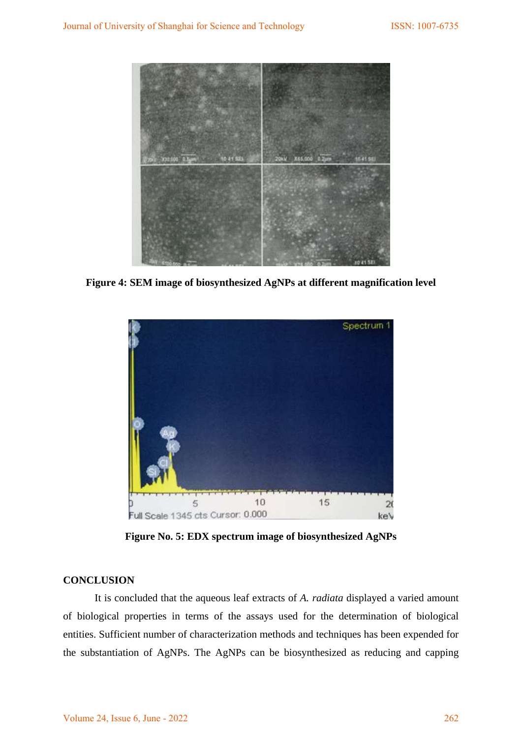Figure 4: SEM image of biosynthesized AgNPs at different magnification level

Figure No. 5: EDX spectrum image of biosynthesized AgNPs

## CONCLUSION

It is concluded that the aqueous leaf extracts of *A. radiata* displayed a varied amount of biological properties in terms of the assays used for the determination of biological entities. Sufficient number of characterization methods and techniques has been expended for the substantiation of AgNPs. The AgNPs can be biosynthesized as reducing and capping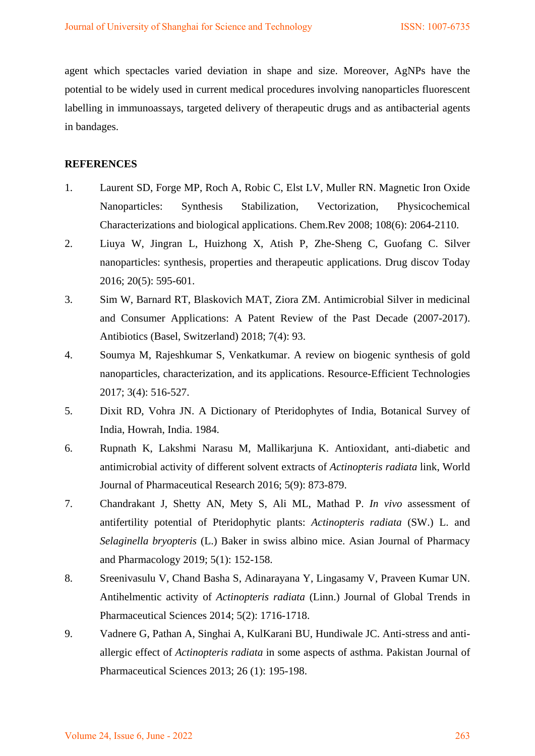agent which spectacles varied deviation in shape and size. Moreover, AgNPs have the potential to be widely used in current medical procedures involving nanoparticles fluorescent labelling in immunoassays, targeted delivery of therapeutic drugs and as antibacterial agents in bandages.

## REFERENCES

1. Laurent SD, Forge MP, Roch A, Robic C, Elst LV, Muller RN. Magnetic Iron Oxide Nanoparticles: Synthesis Stabilization, Vectorization, Physicochemical Characterizations and biological applications. Chem.Rev 2008; 108(6): 2064-2110.
2. Liuya W, Jingran L, Huizhong X, Atish P, Zhe-Sheng C, Guofang C. Silver nanoparticles: synthesis, properties and therapeutic applications. Drug discov Today 2016; 20(5): 595-601.
3. Sim W, Barnard RT, Blaskovich MAT, Ziora ZM. Antimicrobial Silver in medicinal and Consumer Applications: A Patent Review of the Past Decade (2007-2017). Antibiotics (Basel, Switzerland) 2018; 7(4): 93.
4. Soumya M, Rajeshkumar S, Venkatkumar. A review on biogenic synthesis of gold nanoparticles, characterization, and its applications. Resource-Efficient Technologies 2017; 3(4): 516-527.
5. Dixit RD, Vohra JN. A Dictionary of Pteridophytes of India, Botanical Survey of India, Howrah, India. 1984.
6. Rupnath K, Lakshmi Narasu M, Mallikarjuna K. Antioxidant, anti-diabetic and antimicrobial activity of different solvent extracts of *Actinopteris radiata* link, World Journal of Pharmaceutical Research 2016; 5(9): 873-879.
7. Chandrakant J, Shetty AN, Mety S, Ali ML, Mathad P. *In vivo* assessment of antifertility potential of Pteridophytic plants: *Actinopteris radiata* (SW.) L. and *Selaginella bryopteris* (L.) Baker in swiss albino mice. Asian Journal of Pharmacy and Pharmacology 2019; 5(1): 152-158.
8. Sreenivasulu V, Chand Basha S, Adinarayana Y, Lingasamy V, Praveen Kumar UN. Antihelmentic activity of *Actinopteris radiata* (Linn.) Journal of Global Trends in Pharmaceutical Sciences 2014; 5(2): 1716-1718.
9. Vadnere G, Pathan A, Singhai A, KulKarani BU, Hundiwale JC. Anti-stress and anti-allergic effect of *Actinopteris radiata* in some aspects of asthma. Pakistan Journal of Pharmaceutical Sciences 2013; 26 (1): 195-198.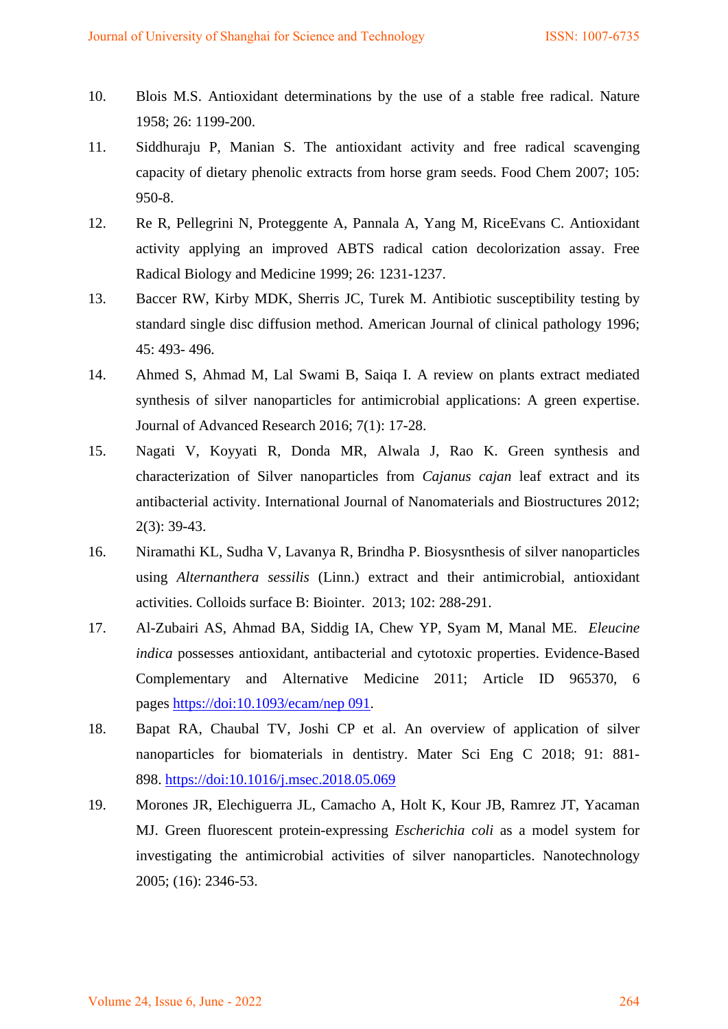10. Blois M.S. Antioxidant determinations by the use of a stable free radical. Nature 1958; 26: 1199-200.
11. Siddhuraju P, Manian S. The antioxidant activity and free radical scavenging capacity of dietary phenolic extracts from horse gram seeds. Food Chem 2007; 105: 950-8.
12. Re R, Pellegrini N, Proteggente A, Pannala A, Yang M, RiceEvans C. Antioxidant activity applying an improved ABTS radical cation decolorization assay. Free Radical Biology and Medicine 1999; 26: 1231-1237.
13. Baccer RW, Kirby MDK, Sherris JC, Turek M. Antibiotic susceptibility testing by standard single disc diffusion method. American Journal of clinical pathology 1996; 45: 493- 496.
14. Ahmed S, Ahmad M, Lal Swami B, Saiqa I. A review on plants extract mediated synthesis of silver nanoparticles for antimicrobial applications: A green expertise. Journal of Advanced Research 2016; 7(1): 17-28.
15. Nagati V, Koyyati R, Donda MR, Alwala J, Rao K. Green synthesis and characterization of Silver nanoparticles from *Cajanus cajan* leaf extract and its antibacterial activity. International Journal of Nanomaterials and Biostructures 2012; 2(3): 39-43.
16. Niramathi KL, Sudha V, Lavanya R, Brindha P. Biosysnthesis of silver nanoparticles using *Alternanthera sessilis* (Linn.) extract and their antimicrobial, antioxidant activities. Colloids surface B: Biointer. 2013; 102: 288-291.
17. Al-Zubairi AS, Ahmad BA, Siddig IA, Chew YP, Syam M, Manal ME. *Eleucine indica* possesses antioxidant, antibacterial and cytotoxic properties. Evidence-Based Complementary and Alternative Medicine 2011; Article ID 965370, 6 pages https://doi:10.1093/ecam/nep 091.
18. Bapat RA, Chaubal TV, Joshi CP et al. An overview of application of silver nanoparticles for biomaterials in dentistry. Mater Sci Eng C 2018; 91: 881-898. https://doi:10.1016/j.msec.2018.05.069
19. Morones JR, Elechiguerra JL, Camacho A, Holt K, Kour JB, Ramrez JT, Yacaman MJ. Green fluorescent protein-expressing *Escherichia coli* as a model system for investigating the antimicrobial activities of silver nanoparticles. Nanotechnology 2005; (16): 2346-53.